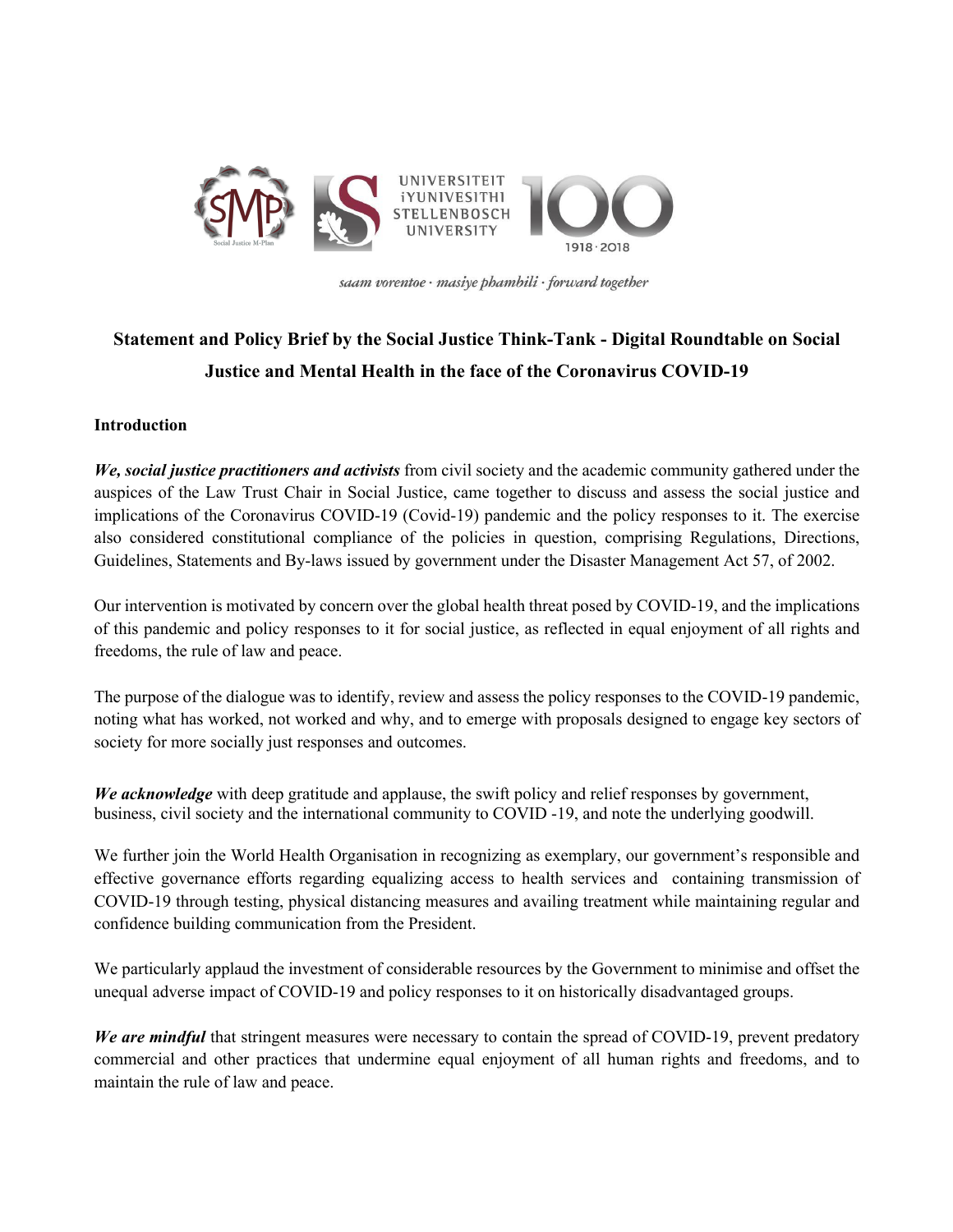# Statement and Policy Brief by the Social Justice Think-Tank - Digital Roundtable on Social Justice and Mental Health in the face of the Coronavirus COVID-19

## Introduction

***We, social justice practitioners and activists*** from civil society and the academic community gathered under the auspices of the Law Trust Chair in Social Justice, came together to discuss and assess the social justice and implications of the Coronavirus COVID-19 (Covid-19) pandemic and the policy responses to it. The exercise also considered constitutional compliance of the policies in question, comprising Regulations, Directions, Guidelines, Statements and By-laws issued by government under the Disaster Management Act 57, of 2002.

Our intervention is motivated by concern over the global health threat posed by COVID-19, and the implications of this pandemic and policy responses to it for social justice, as reflected in equal enjoyment of all rights and freedoms, the rule of law and peace.

The purpose of the dialogue was to identify, review and assess the policy responses to the COVID-19 pandemic, noting what has worked, not worked and why, and to emerge with proposals designed to engage key sectors of society for more socially just responses and outcomes.

***We acknowledge*** with deep gratitude and applause, the swift policy and relief responses by government, business, civil society and the international community to COVID -19, and note the underlying goodwill.

We further join the World Health Organisation in recognizing as exemplary, our government's responsible and effective governance efforts regarding equalizing access to health services and containing transmission of COVID-19 through testing, physical distancing measures and availing treatment while maintaining regular and confidence building communication from the President.

We particularly applaud the investment of considerable resources by the Government to minimise and offset the unequal adverse impact of COVID-19 and policy responses to it on historically disadvantaged groups.

***We are mindful*** that stringent measures were necessary to contain the spread of COVID-19, prevent predatory commercial and other practices that undermine equal enjoyment of all human rights and freedoms, and to maintain the rule of law and peace.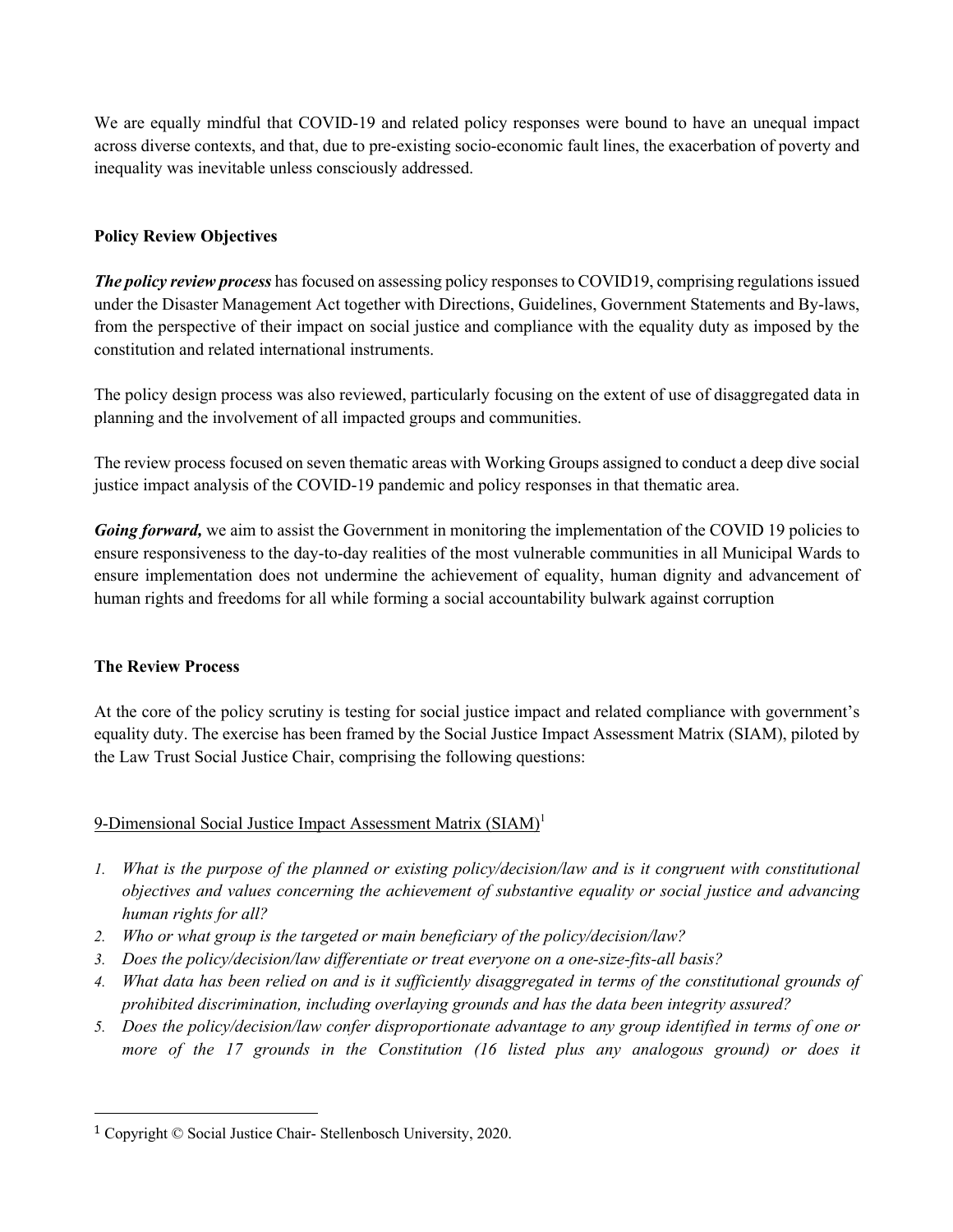We are equally mindful that COVID-19 and related policy responses were bound to have an unequal impact across diverse contexts, and that, due to pre-existing socio-economic fault lines, the exacerbation of poverty and inequality was inevitable unless consciously addressed.

**Policy Review Objectives**

***The policy review process*** has focused on assessing policy responses to COVID19, comprising regulations issued under the Disaster Management Act together with Directions, Guidelines, Government Statements and By-laws, from the perspective of their impact on social justice and compliance with the equality duty as imposed by the constitution and related international instruments.

The policy design process was also reviewed, particularly focusing on the extent of use of disaggregated data in planning and the involvement of all impacted groups and communities.

The review process focused on seven thematic areas with Working Groups assigned to conduct a deep dive social justice impact analysis of the COVID-19 pandemic and policy responses in that thematic area.

***Going forward,*** we aim to assist the Government in monitoring the implementation of the COVID 19 policies to ensure responsiveness to the day-to-day realities of the most vulnerable communities in all Municipal Wards to ensure implementation does not undermine the achievement of equality, human dignity and advancement of human rights and freedoms for all while forming a social accountability bulwark against corruption

**The Review Process**

At the core of the policy scrutiny is testing for social justice impact and related compliance with government's equality duty. The exercise has been framed by the Social Justice Impact Assessment Matrix (SIAM), piloted by the Law Trust Social Justice Chair, comprising the following questions:

<u>9-Dimensional Social Justice Impact Assessment Matrix (SIAM)</u>[1]

1. *What is the purpose of the planned or existing policy/decision/law and is it congruent with constitutional objectives and values concerning the achievement of substantive equality or social justice and advancing human rights for all?*
2. *Who or what group is the targeted or main beneficiary of the policy/decision/law?*
3. *Does the policy/decision/law differentiate or treat everyone on a one-size-fits-all basis?*
4. *What data has been relied on and is it sufficiently disaggregated in terms of the constitutional grounds of prohibited discrimination, including overlaying grounds and has the data been integrity assured?*
5. *Does the policy/decision/law confer disproportionate advantage to any group identified in terms of one or more of the 17 grounds in the Constitution (16 listed plus any analogous ground) or does it*

---

[1] Copyright © Social Justice Chair- Stellenbosch University, 2020.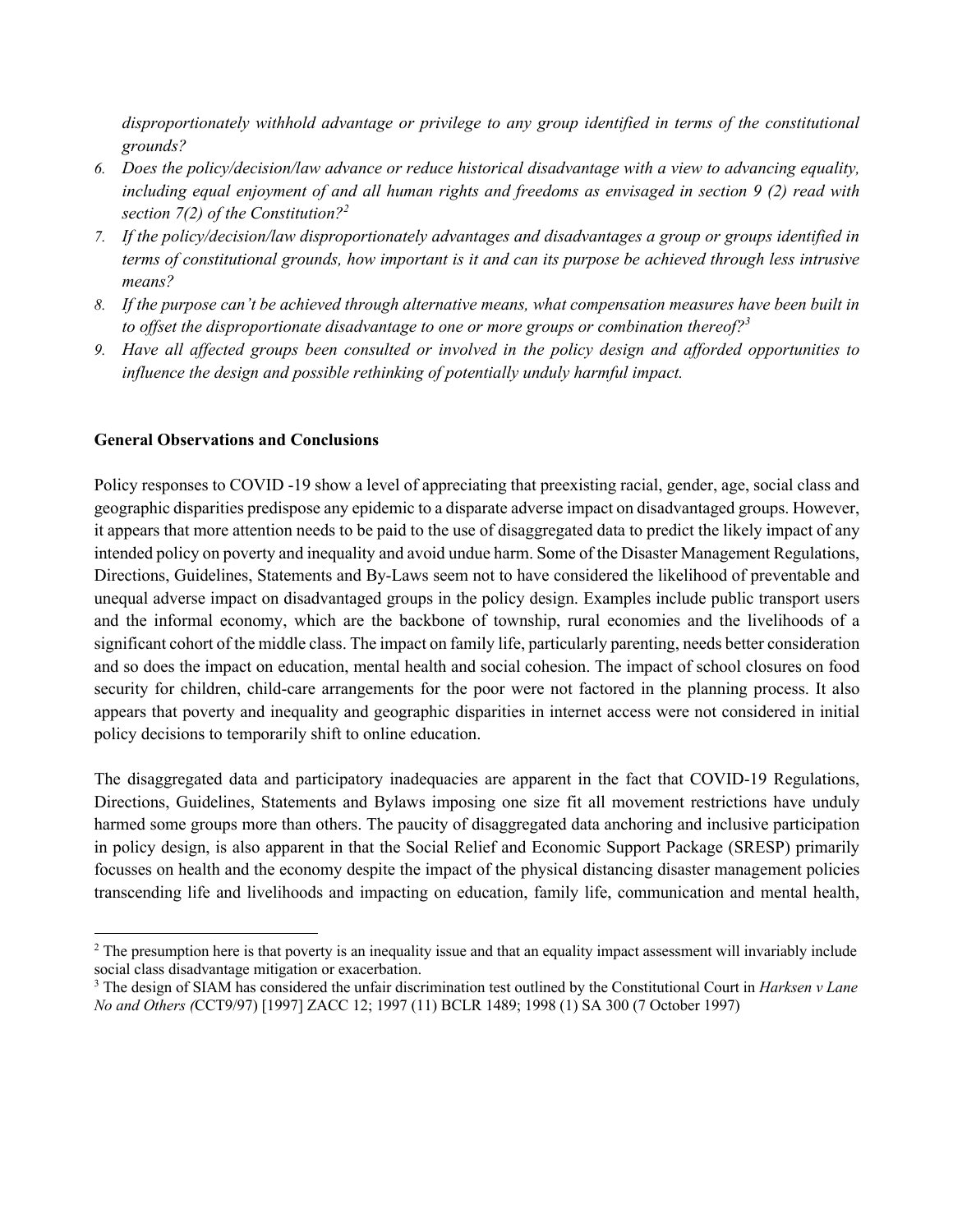*disproportionately withhold advantage or privilege to any group identified in terms of the constitutional grounds?*

6. *Does the policy/decision/law advance or reduce historical disadvantage with a view to advancing equality, including equal enjoyment of and all human rights and freedoms as envisaged in section 9 (2) read with section 7(2) of the Constitution?*[2]
7. *If the policy/decision/law disproportionately advantages and disadvantages a group or groups identified in terms of constitutional grounds, how important is it and can its purpose be achieved through less intrusive means?*
8. *If the purpose can't be achieved through alternative means, what compensation measures have been built in to offset the disproportionate disadvantage to one or more groups or combination thereof?*[3]
9. *Have all affected groups been consulted or involved in the policy design and afforded opportunities to influence the design and possible rethinking of potentially unduly harmful impact.*

**General Observations and Conclusions**

Policy responses to COVID -19 show a level of appreciating that preexisting racial, gender, age, social class and geographic disparities predispose any epidemic to a disparate adverse impact on disadvantaged groups. However, it appears that more attention needs to be paid to the use of disaggregated data to predict the likely impact of any intended policy on poverty and inequality and avoid undue harm. Some of the Disaster Management Regulations, Directions, Guidelines, Statements and By-Laws seem not to have considered the likelihood of preventable and unequal adverse impact on disadvantaged groups in the policy design. Examples include public transport users and the informal economy, which are the backbone of township, rural economies and the livelihoods of a significant cohort of the middle class. The impact on family life, particularly parenting, needs better consideration and so does the impact on education, mental health and social cohesion. The impact of school closures on food security for children, child-care arrangements for the poor were not factored in the planning process. It also appears that poverty and inequality and geographic disparities in internet access were not considered in initial policy decisions to temporarily shift to online education.

The disaggregated data and participatory inadequacies are apparent in the fact that COVID-19 Regulations, Directions, Guidelines, Statements and Bylaws imposing one size fit all movement restrictions have unduly harmed some groups more than others. The paucity of disaggregated data anchoring and inclusive participation in policy design, is also apparent in that the Social Relief and Economic Support Package (SRESP) primarily focusses on health and the economy despite the impact of the physical distancing disaster management policies transcending life and livelihoods and impacting on education, family life, communication and mental health,

---

[2] The presumption here is that poverty is an inequality issue and that an equality impact assessment will invariably include social class disadvantage mitigation or exacerbation.

[3] The design of SIAM has considered the unfair discrimination test outlined by the Constitutional Court in *Harksen v Lane No and Others (*CCT9/97) [1997] ZACC 12; 1997 (11) BCLR 1489; 1998 (1) SA 300 (7 October 1997)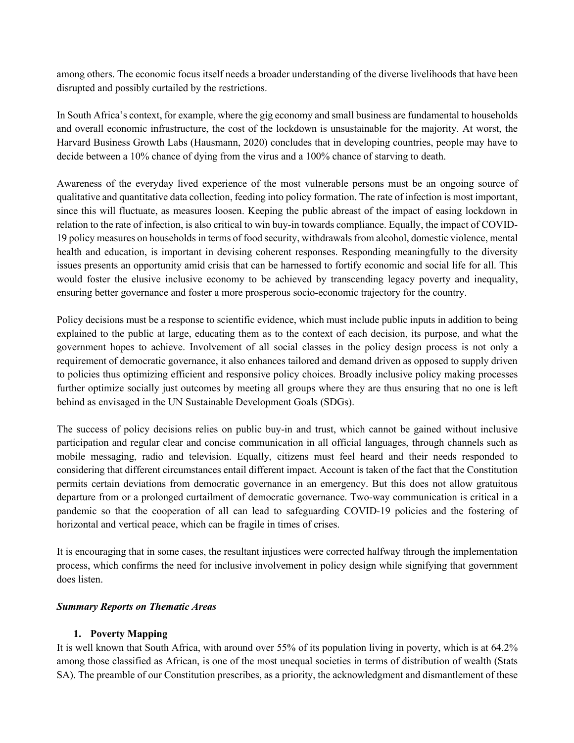among others. The economic focus itself needs a broader understanding of the diverse livelihoods that have been disrupted and possibly curtailed by the restrictions.

In South Africa's context, for example, where the gig economy and small business are fundamental to households and overall economic infrastructure, the cost of the lockdown is unsustainable for the majority. At worst, the Harvard Business Growth Labs (Hausmann, 2020) concludes that in developing countries, people may have to decide between a 10% chance of dying from the virus and a 100% chance of starving to death.

Awareness of the everyday lived experience of the most vulnerable persons must be an ongoing source of qualitative and quantitative data collection, feeding into policy formation. The rate of infection is most important, since this will fluctuate, as measures loosen. Keeping the public abreast of the impact of easing lockdown in relation to the rate of infection, is also critical to win buy-in towards compliance. Equally, the impact of COVID-19 policy measures on households in terms of food security, withdrawals from alcohol, domestic violence, mental health and education, is important in devising coherent responses. Responding meaningfully to the diversity issues presents an opportunity amid crisis that can be harnessed to fortify economic and social life for all. This would foster the elusive inclusive economy to be achieved by transcending legacy poverty and inequality, ensuring better governance and foster a more prosperous socio-economic trajectory for the country.

Policy decisions must be a response to scientific evidence, which must include public inputs in addition to being explained to the public at large, educating them as to the context of each decision, its purpose, and what the government hopes to achieve. Involvement of all social classes in the policy design process is not only a requirement of democratic governance, it also enhances tailored and demand driven as opposed to supply driven to policies thus optimizing efficient and responsive policy choices. Broadly inclusive policy making processes further optimize socially just outcomes by meeting all groups where they are thus ensuring that no one is left behind as envisaged in the UN Sustainable Development Goals (SDGs).

The success of policy decisions relies on public buy-in and trust, which cannot be gained without inclusive participation and regular clear and concise communication in all official languages, through channels such as mobile messaging, radio and television. Equally, citizens must feel heard and their needs responded to considering that different circumstances entail different impact. Account is taken of the fact that the Constitution permits certain deviations from democratic governance in an emergency. But this does not allow gratuitous departure from or a prolonged curtailment of democratic governance. Two-way communication is critical in a pandemic so that the cooperation of all can lead to safeguarding COVID-19 policies and the fostering of horizontal and vertical peace, which can be fragile in times of crises.

It is encouraging that in some cases, the resultant injustices were corrected halfway through the implementation process, which confirms the need for inclusive involvement in policy design while signifying that government does listen.

***Summary Reports on Thematic Areas***

### 1. Poverty Mapping

It is well known that South Africa, with around over 55% of its population living in poverty, which is at 64.2% among those classified as African, is one of the most unequal societies in terms of distribution of wealth (Stats SA). The preamble of our Constitution prescribes, as a priority, the acknowledgment and dismantlement of these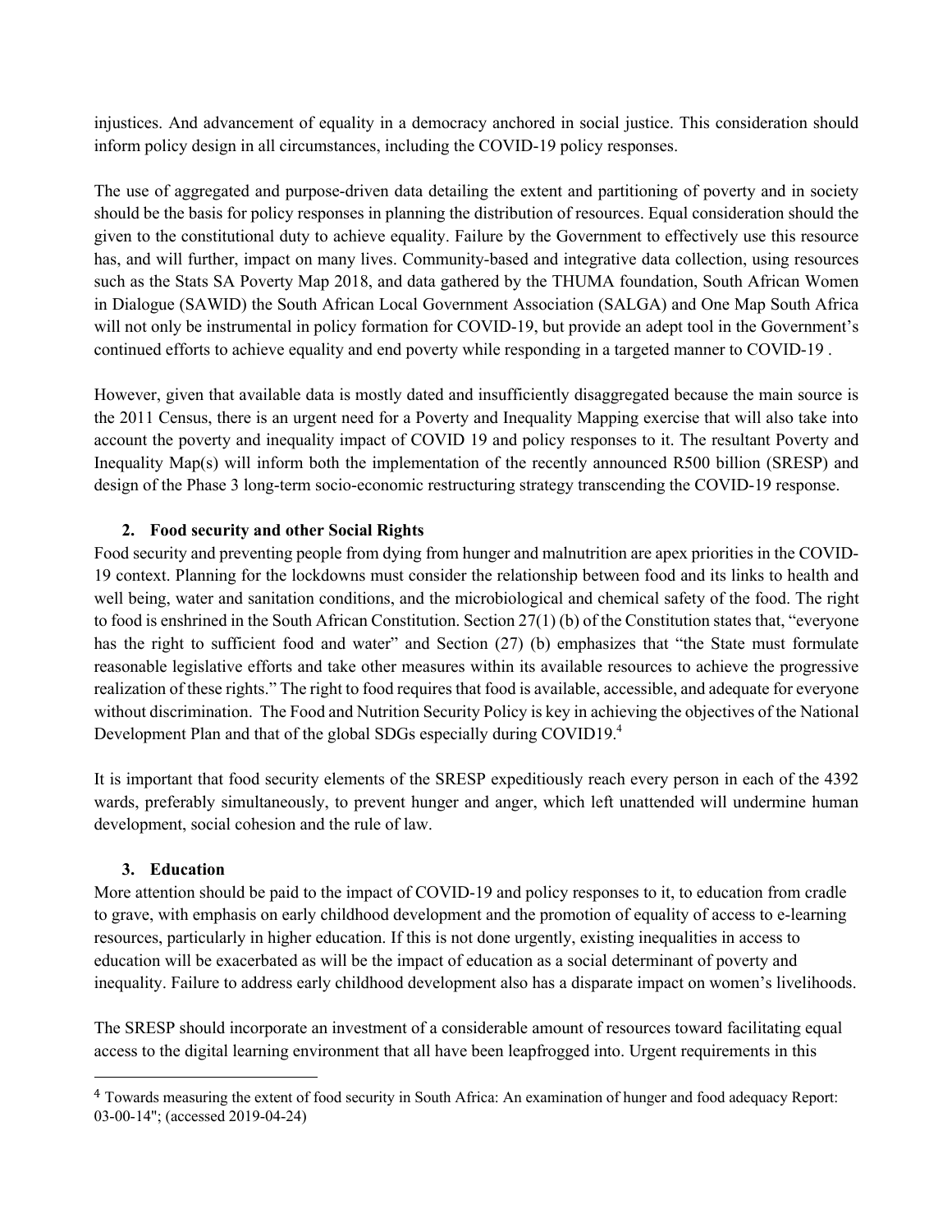injustices. And advancement of equality in a democracy anchored in social justice. This consideration should inform policy design in all circumstances, including the COVID-19 policy responses.

The use of aggregated and purpose-driven data detailing the extent and partitioning of poverty and in society should be the basis for policy responses in planning the distribution of resources. Equal consideration should the given to the constitutional duty to achieve equality. Failure by the Government to effectively use this resource has, and will further, impact on many lives. Community-based and integrative data collection, using resources such as the Stats SA Poverty Map 2018, and data gathered by the THUMA foundation, South African Women in Dialogue (SAWID) the South African Local Government Association (SALGA) and One Map South Africa will not only be instrumental in policy formation for COVID-19, but provide an adept tool in the Government's continued efforts to achieve equality and end poverty while responding in a targeted manner to COVID-19 .

However, given that available data is mostly dated and insufficiently disaggregated because the main source is the 2011 Census, there is an urgent need for a Poverty and Inequality Mapping exercise that will also take into account the poverty and inequality impact of COVID 19 and policy responses to it. The resultant Poverty and Inequality Map(s) will inform both the implementation of the recently announced R500 billion (SRESP) and design of the Phase 3 long-term socio-economic restructuring strategy transcending the COVID-19 response.

## 2. Food security and other Social Rights

Food security and preventing people from dying from hunger and malnutrition are apex priorities in the COVID-19 context. Planning for the lockdowns must consider the relationship between food and its links to health and well being, water and sanitation conditions, and the microbiological and chemical safety of the food. The right to food is enshrined in the South African Constitution. Section 27(1) (b) of the Constitution states that, "everyone has the right to sufficient food and water" and Section (27) (b) emphasizes that "the State must formulate reasonable legislative efforts and take other measures within its available resources to achieve the progressive realization of these rights." The right to food requires that food is available, accessible, and adequate for everyone without discrimination. The Food and Nutrition Security Policy is key in achieving the objectives of the National Development Plan and that of the global SDGs especially during COVID19.[4]

It is important that food security elements of the SRESP expeditiously reach every person in each of the 4392 wards, preferably simultaneously, to prevent hunger and anger, which left unattended will undermine human development, social cohesion and the rule of law.

## 3. Education

More attention should be paid to the impact of COVID-19 and policy responses to it, to education from cradle to grave, with emphasis on early childhood development and the promotion of equality of access to e-learning resources, particularly in higher education. If this is not done urgently, existing inequalities in access to education will be exacerbated as will be the impact of education as a social determinant of poverty and inequality. Failure to address early childhood development also has a disparate impact on women's livelihoods.

The SRESP should incorporate an investment of a considerable amount of resources toward facilitating equal access to the digital learning environment that all have been leapfrogged into. Urgent requirements in this

---

[4] Towards measuring the extent of food security in South Africa: An examination of hunger and food adequacy Report: 03-00-14"; (accessed 2019-04-24)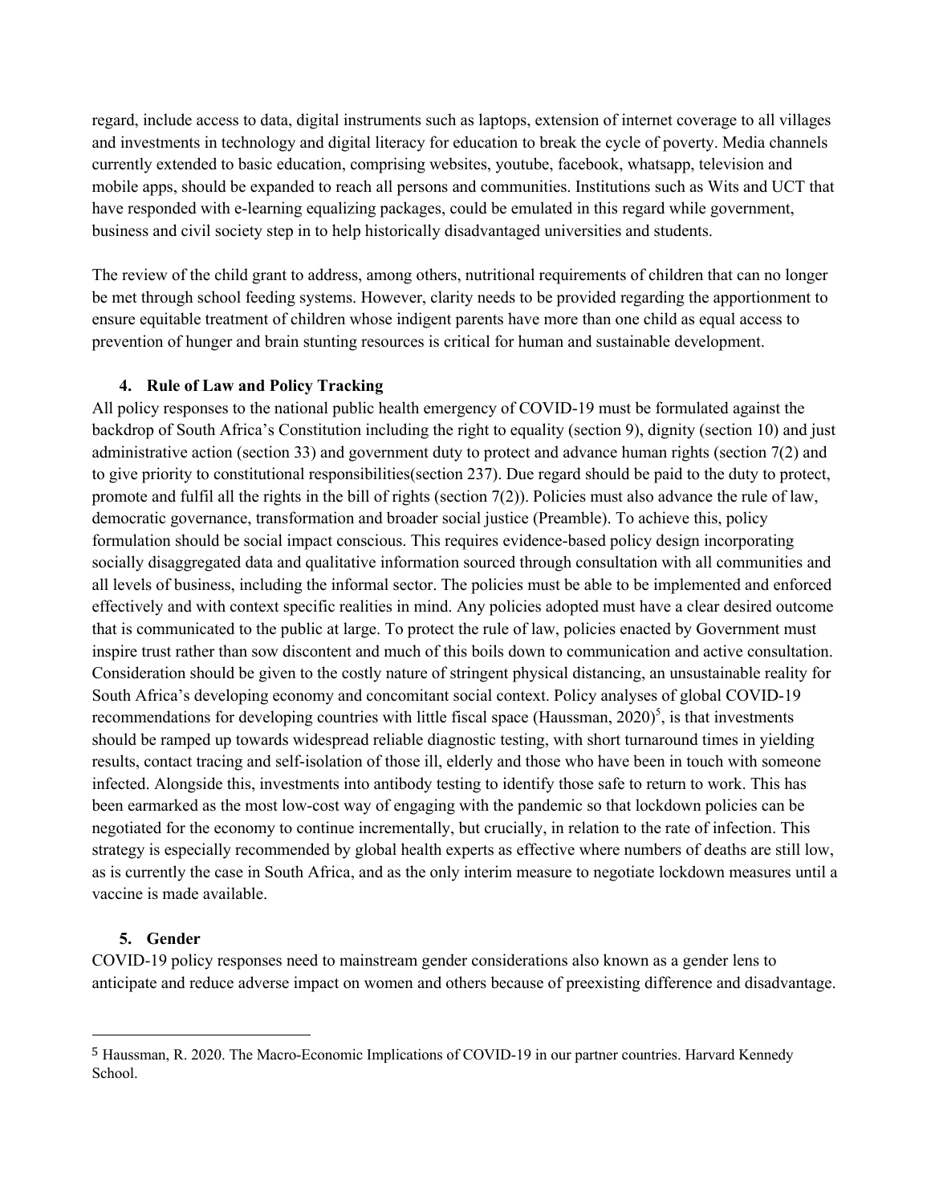regard, include access to data, digital instruments such as laptops, extension of internet coverage to all villages and investments in technology and digital literacy for education to break the cycle of poverty. Media channels currently extended to basic education, comprising websites, youtube, facebook, whatsapp, television and mobile apps, should be expanded to reach all persons and communities. Institutions such as Wits and UCT that have responded with e-learning equalizing packages, could be emulated in this regard while government, business and civil society step in to help historically disadvantaged universities and students.

The review of the child grant to address, among others, nutritional requirements of children that can no longer be met through school feeding systems. However, clarity needs to be provided regarding the apportionment to ensure equitable treatment of children whose indigent parents have more than one child as equal access to prevention of hunger and brain stunting resources is critical for human and sustainable development.

### 4. Rule of Law and Policy Tracking

All policy responses to the national public health emergency of COVID-19 must be formulated against the backdrop of South Africa's Constitution including the right to equality (section 9), dignity (section 10) and just administrative action (section 33) and government duty to protect and advance human rights (section 7(2) and to give priority to constitutional responsibilities(section 237). Due regard should be paid to the duty to protect, promote and fulfil all the rights in the bill of rights (section 7(2)). Policies must also advance the rule of law, democratic governance, transformation and broader social justice (Preamble). To achieve this, policy formulation should be social impact conscious. This requires evidence-based policy design incorporating socially disaggregated data and qualitative information sourced through consultation with all communities and all levels of business, including the informal sector. The policies must be able to be implemented and enforced effectively and with context specific realities in mind. Any policies adopted must have a clear desired outcome that is communicated to the public at large. To protect the rule of law, policies enacted by Government must inspire trust rather than sow discontent and much of this boils down to communication and active consultation. Consideration should be given to the costly nature of stringent physical distancing, an unsustainable reality for South Africa's developing economy and concomitant social context. Policy analyses of global COVID-19 recommendations for developing countries with little fiscal space (Haussman, 2020)[5], is that investments should be ramped up towards widespread reliable diagnostic testing, with short turnaround times in yielding results, contact tracing and self-isolation of those ill, elderly and those who have been in touch with someone infected. Alongside this, investments into antibody testing to identify those safe to return to work. This has been earmarked as the most low-cost way of engaging with the pandemic so that lockdown policies can be negotiated for the economy to continue incrementally, but crucially, in relation to the rate of infection. This strategy is especially recommended by global health experts as effective where numbers of deaths are still low, as is currently the case in South Africa, and as the only interim measure to negotiate lockdown measures until a vaccine is made available.

### 5. Gender

COVID-19 policy responses need to mainstream gender considerations also known as a gender lens to anticipate and reduce adverse impact on women and others because of preexisting difference and disadvantage.

---

[5] Haussman, R. 2020. The Macro-Economic Implications of COVID-19 in our partner countries. Harvard Kennedy School.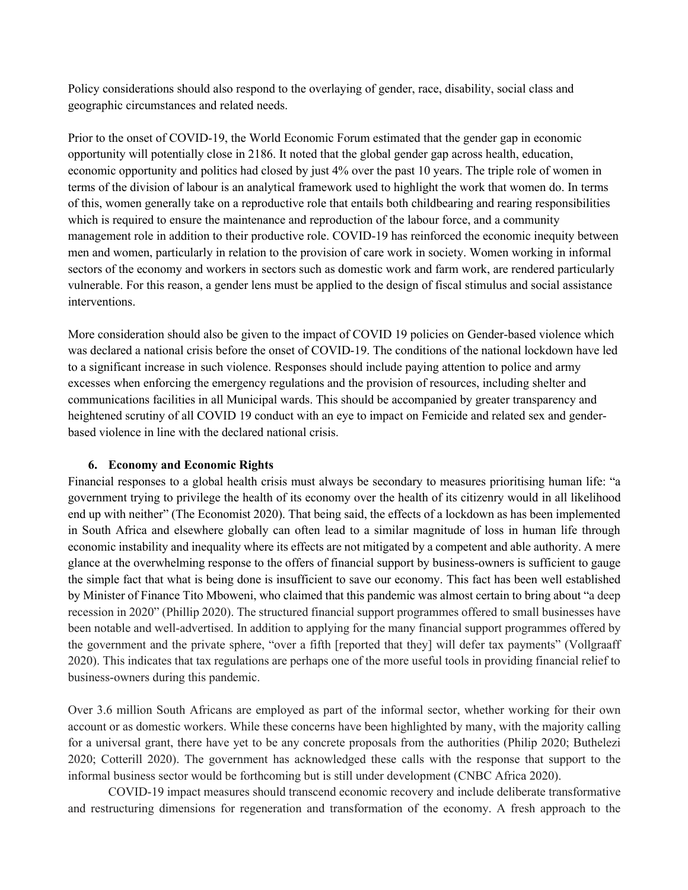Policy considerations should also respond to the overlaying of gender, race, disability, social class and geographic circumstances and related needs.

Prior to the onset of COVID-19, the World Economic Forum estimated that the gender gap in economic opportunity will potentially close in 2186. It noted that the global gender gap across health, education, economic opportunity and politics had closed by just 4% over the past 10 years. The triple role of women in terms of the division of labour is an analytical framework used to highlight the work that women do. In terms of this, women generally take on a reproductive role that entails both childbearing and rearing responsibilities which is required to ensure the maintenance and reproduction of the labour force, and a community management role in addition to their productive role. COVID-19 has reinforced the economic inequity between men and women, particularly in relation to the provision of care work in society. Women working in informal sectors of the economy and workers in sectors such as domestic work and farm work, are rendered particularly vulnerable. For this reason, a gender lens must be applied to the design of fiscal stimulus and social assistance interventions.

More consideration should also be given to the impact of COVID 19 policies on Gender-based violence which was declared a national crisis before the onset of COVID-19. The conditions of the national lockdown have led to a significant increase in such violence. Responses should include paying attention to police and army excesses when enforcing the emergency regulations and the provision of resources, including shelter and communications facilities in all Municipal wards. This should be accompanied by greater transparency and heightened scrutiny of all COVID 19 conduct with an eye to impact on Femicide and related sex and gender-based violence in line with the declared national crisis.

## 6. Economy and Economic Rights

Financial responses to a global health crisis must always be secondary to measures prioritising human life: "a government trying to privilege the health of its economy over the health of its citizenry would in all likelihood end up with neither" (The Economist 2020). That being said, the effects of a lockdown as has been implemented in South Africa and elsewhere globally can often lead to a similar magnitude of loss in human life through economic instability and inequality where its effects are not mitigated by a competent and able authority. A mere glance at the overwhelming response to the offers of financial support by business-owners is sufficient to gauge the simple fact that what is being done is insufficient to save our economy. This fact has been well established by Minister of Finance Tito Mboweni, who claimed that this pandemic was almost certain to bring about "a deep recession in 2020" (Phillip 2020). The structured financial support programmes offered to small businesses have been notable and well-advertised. In addition to applying for the many financial support programmes offered by the government and the private sphere, "over a fifth [reported that they] will defer tax payments" (Vollgraaff 2020). This indicates that tax regulations are perhaps one of the more useful tools in providing financial relief to business-owners during this pandemic.

Over 3.6 million South Africans are employed as part of the informal sector, whether working for their own account or as domestic workers. While these concerns have been highlighted by many, with the majority calling for a universal grant, there have yet to be any concrete proposals from the authorities (Philip 2020; Buthelezi 2020; Cotterill 2020). The government has acknowledged these calls with the response that support to the informal business sector would be forthcoming but is still under development (CNBC Africa 2020).

COVID-19 impact measures should transcend economic recovery and include deliberate transformative and restructuring dimensions for regeneration and transformation of the economy. A fresh approach to the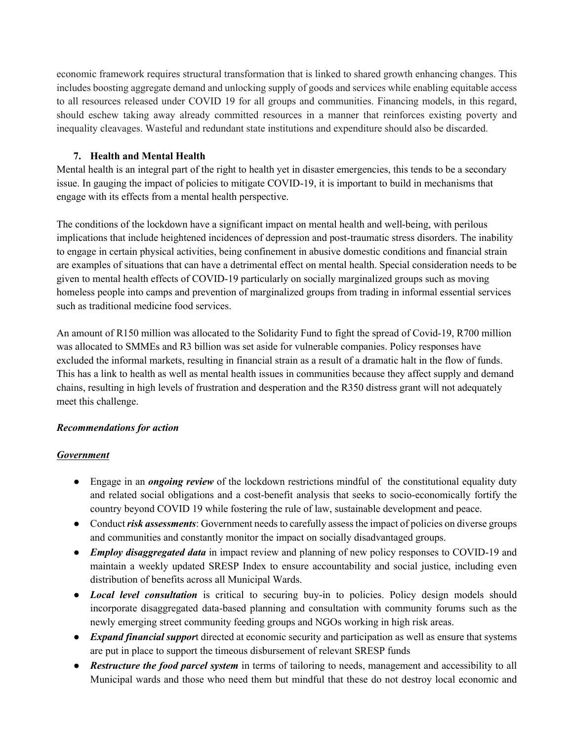economic framework requires structural transformation that is linked to shared growth enhancing changes. This includes boosting aggregate demand and unlocking supply of goods and services while enabling equitable access to all resources released under COVID 19 for all groups and communities. Financing models, in this regard, should eschew taking away already committed resources in a manner that reinforces existing poverty and inequality cleavages. Wasteful and redundant state institutions and expenditure should also be discarded.

### 7. Health and Mental Health

Mental health is an integral part of the right to health yet in disaster emergencies, this tends to be a secondary issue. In gauging the impact of policies to mitigate COVID-19, it is important to build in mechanisms that engage with its effects from a mental health perspective.

The conditions of the lockdown have a significant impact on mental health and well-being, with perilous implications that include heightened incidences of depression and post-traumatic stress disorders. The inability to engage in certain physical activities, being confinement in abusive domestic conditions and financial strain are examples of situations that can have a detrimental effect on mental health. Special consideration needs to be given to mental health effects of COVID-19 particularly on socially marginalized groups such as moving homeless people into camps and prevention of marginalized groups from trading in informal essential services such as traditional medicine food services.

An amount of R150 million was allocated to the Solidarity Fund to fight the spread of Covid-19, R700 million was allocated to SMMEs and R3 billion was set aside for vulnerable companies. Policy responses have excluded the informal markets, resulting in financial strain as a result of a dramatic halt in the flow of funds. This has a link to health as well as mental health issues in communities because they affect supply and demand chains, resulting in high levels of frustration and desperation and the R350 distress grant will not adequately meet this challenge.

***Recommendations for action***

***<u>Government</u>***

- Engage in an ***ongoing review*** of the lockdown restrictions mindful of the constitutional equality duty and related social obligations and a cost-benefit analysis that seeks to socio-economically fortify the country beyond COVID 19 while fostering the rule of law, sustainable development and peace.
- Conduct ***risk assessments***: Government needs to carefully assess the impact of policies on diverse groups and communities and constantly monitor the impact on socially disadvantaged groups.
- ***Employ disaggregated data*** in impact review and planning of new policy responses to COVID-19 and maintain a weekly updated SRESP Index to ensure accountability and social justice, including even distribution of benefits across all Municipal Wards.
- ***Local level consultation*** is critical to securing buy-in to policies. Policy design models should incorporate disaggregated data-based planning and consultation with community forums such as the newly emerging street community feeding groups and NGOs working in high risk areas.
- ***Expand financial suppor***t directed at economic security and participation as well as ensure that systems are put in place to support the timeous disbursement of relevant SRESP funds
- ***Restructure the food parcel system*** in terms of tailoring to needs, management and accessibility to all Municipal wards and those who need them but mindful that these do not destroy local economic and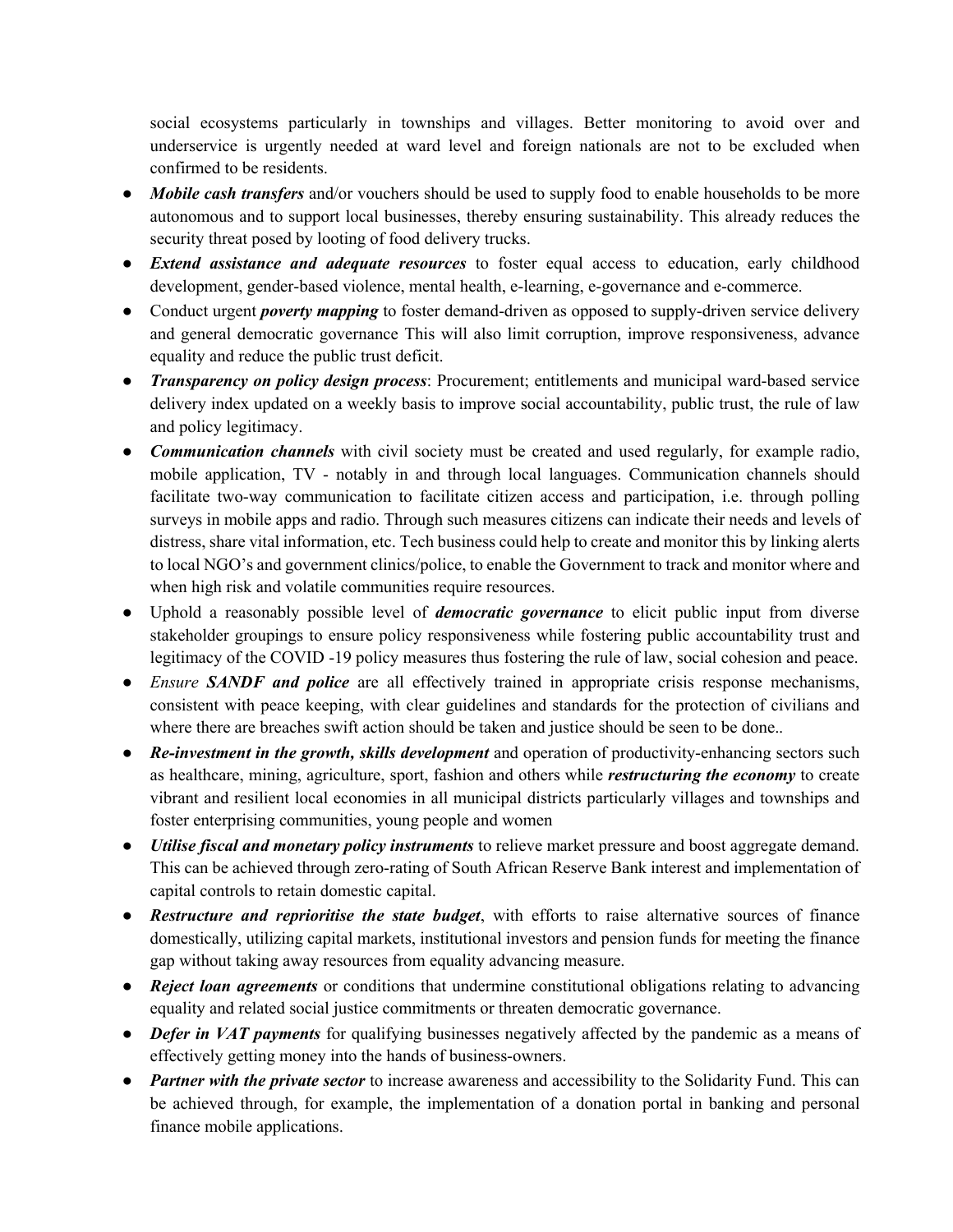social ecosystems particularly in townships and villages. Better monitoring to avoid over and underservice is urgently needed at ward level and foreign nationals are not to be excluded when confirmed to be residents.

- ***Mobile cash transfers*** and/or vouchers should be used to supply food to enable households to be more autonomous and to support local businesses, thereby ensuring sustainability. This already reduces the security threat posed by looting of food delivery trucks.
- ***Extend assistance and adequate resources*** to foster equal access to education, early childhood development, gender-based violence, mental health, e-learning, e-governance and e-commerce.
- Conduct urgent ***poverty mapping*** to foster demand-driven as opposed to supply-driven service delivery and general democratic governance This will also limit corruption, improve responsiveness, advance equality and reduce the public trust deficit.
- ***Transparency on policy design process***: Procurement; entitlements and municipal ward-based service delivery index updated on a weekly basis to improve social accountability, public trust, the rule of law and policy legitimacy.
- ***Communication channels*** with civil society must be created and used regularly, for example radio, mobile application, TV - notably in and through local languages. Communication channels should facilitate two-way communication to facilitate citizen access and participation, i.e. through polling surveys in mobile apps and radio. Through such measures citizens can indicate their needs and levels of distress, share vital information, etc. Tech business could help to create and monitor this by linking alerts to local NGO's and government clinics/police, to enable the Government to track and monitor where and when high risk and volatile communities require resources.
- Uphold a reasonably possible level of ***democratic governance*** to elicit public input from diverse stakeholder groupings to ensure policy responsiveness while fostering public accountability trust and legitimacy of the COVID -19 policy measures thus fostering the rule of law, social cohesion and peace.
- *Ensure* ***SANDF and police*** are all effectively trained in appropriate crisis response mechanisms, consistent with peace keeping, with clear guidelines and standards for the protection of civilians and where there are breaches swift action should be taken and justice should be seen to be done..
- ***Re-investment in the growth, skills development*** and operation of productivity-enhancing sectors such as healthcare, mining, agriculture, sport, fashion and others while ***restructuring the economy*** to create vibrant and resilient local economies in all municipal districts particularly villages and townships and foster enterprising communities, young people and women
- ***Utilise fiscal and monetary policy instruments*** to relieve market pressure and boost aggregate demand. This can be achieved through zero-rating of South African Reserve Bank interest and implementation of capital controls to retain domestic capital.
- ***Restructure and reprioritise the state budget***, with efforts to raise alternative sources of finance domestically, utilizing capital markets, institutional investors and pension funds for meeting the finance gap without taking away resources from equality advancing measure.
- ***Reject loan agreements*** or conditions that undermine constitutional obligations relating to advancing equality and related social justice commitments or threaten democratic governance.
- ***Defer in VAT payments*** for qualifying businesses negatively affected by the pandemic as a means of effectively getting money into the hands of business-owners.
- ***Partner with the private sector*** to increase awareness and accessibility to the Solidarity Fund. This can be achieved through, for example, the implementation of a donation portal in banking and personal finance mobile applications.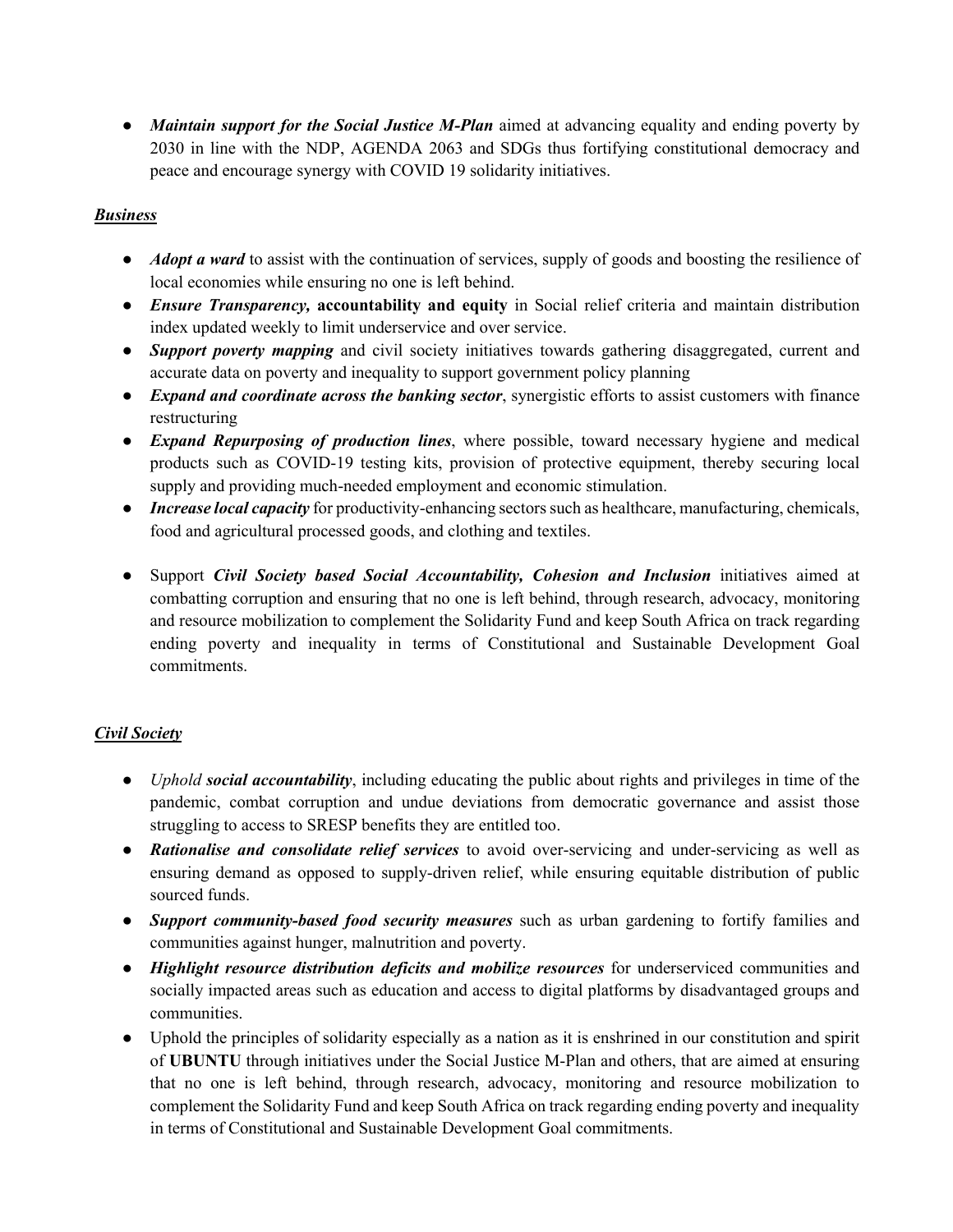- ***Maintain support for the Social Justice M-Plan*** aimed at advancing equality and ending poverty by 2030 in line with the NDP, AGENDA 2063 and SDGs thus fortifying constitutional democracy and peace and encourage synergy with COVID 19 solidarity initiatives.

***Business***

- ***Adopt a ward*** to assist with the continuation of services, supply of goods and boosting the resilience of local economies while ensuring no one is left behind.
- ***Ensure Transparency,*** **accountability and equity** in Social relief criteria and maintain distribution index updated weekly to limit underservice and over service.
- ***Support poverty mapping*** and civil society initiatives towards gathering disaggregated, current and accurate data on poverty and inequality to support government policy planning
- ***Expand and coordinate across the banking sector***, synergistic efforts to assist customers with finance restructuring
- ***Expand Repurposing of production lines***, where possible, toward necessary hygiene and medical products such as COVID-19 testing kits, provision of protective equipment, thereby securing local supply and providing much-needed employment and economic stimulation.
- ***Increase local capacity*** for productivity-enhancing sectors such as healthcare, manufacturing, chemicals, food and agricultural processed goods, and clothing and textiles.

- Support ***Civil Society based Social Accountability, Cohesion and Inclusion*** initiatives aimed at combatting corruption and ensuring that no one is left behind, through research, advocacy, monitoring and resource mobilization to complement the Solidarity Fund and keep South Africa on track regarding ending poverty and inequality in terms of Constitutional and Sustainable Development Goal commitments.

***Civil Society***

- *Uphold* ***social accountability***, including educating the public about rights and privileges in time of the pandemic, combat corruption and undue deviations from democratic governance and assist those struggling to access to SRESP benefits they are entitled too.
- ***Rationalise and consolidate relief services*** to avoid over-servicing and under-servicing as well as ensuring demand as opposed to supply-driven relief, while ensuring equitable distribution of public sourced funds.
- ***Support community-based food security measures*** such as urban gardening to fortify families and communities against hunger, malnutrition and poverty.
- ***Highlight resource distribution deficits and mobilize resources*** for underserviced communities and socially impacted areas such as education and access to digital platforms by disadvantaged groups and communities.
- Uphold the principles of solidarity especially as a nation as it is enshrined in our constitution and spirit of **UBUNTU** through initiatives under the Social Justice M-Plan and others, that are aimed at ensuring that no one is left behind, through research, advocacy, monitoring and resource mobilization to complement the Solidarity Fund and keep South Africa on track regarding ending poverty and inequality in terms of Constitutional and Sustainable Development Goal commitments.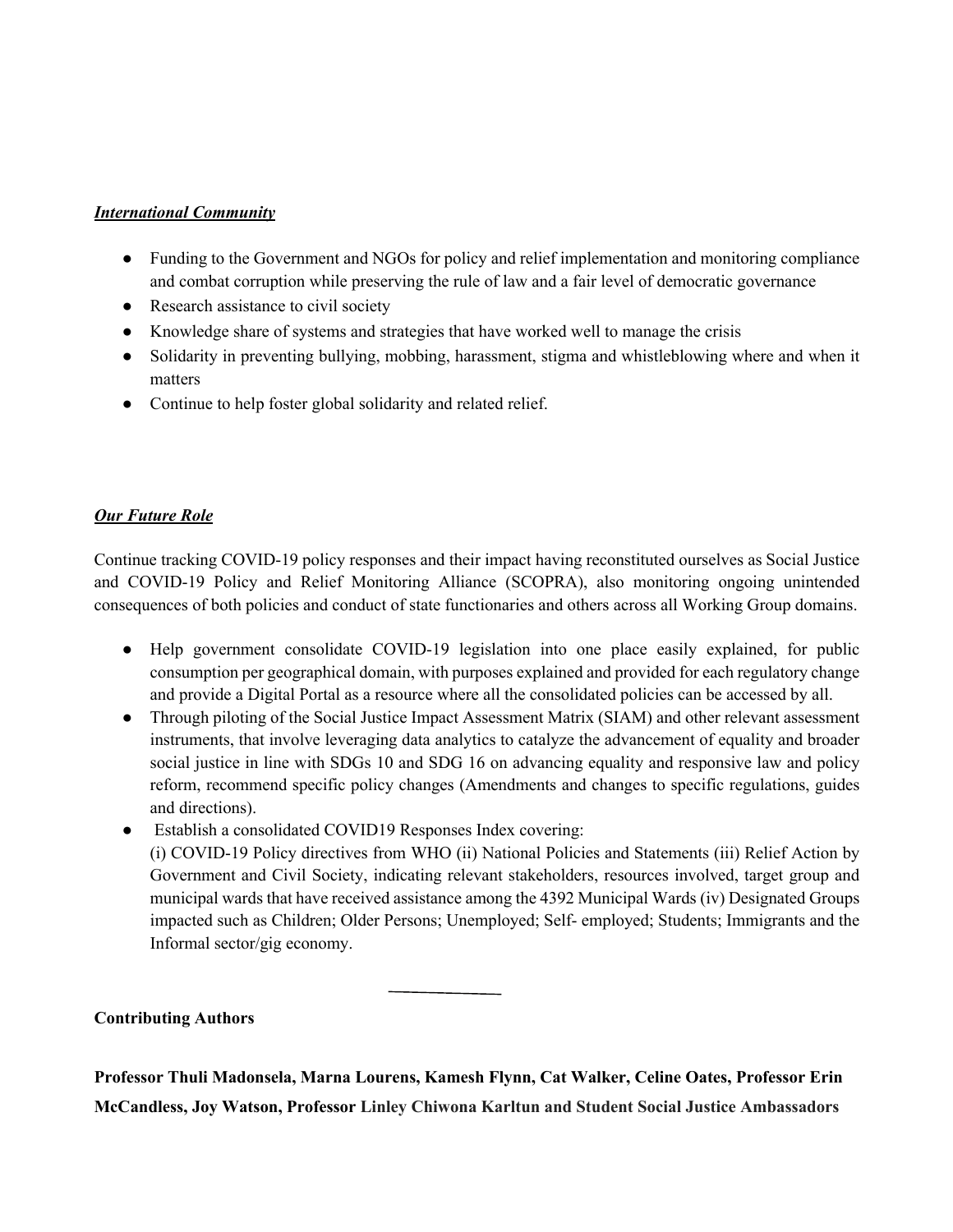***International Community***

- Funding to the Government and NGOs for policy and relief implementation and monitoring compliance and combat corruption while preserving the rule of law and a fair level of democratic governance
- Research assistance to civil society
- Knowledge share of systems and strategies that have worked well to manage the crisis
- Solidarity in preventing bullying, mobbing, harassment, stigma and whistleblowing where and when it matters
- Continue to help foster global solidarity and related relief.

***Our Future Role***

Continue tracking COVID-19 policy responses and their impact having reconstituted ourselves as Social Justice and COVID-19 Policy and Relief Monitoring Alliance (SCOPRA), also monitoring ongoing unintended consequences of both policies and conduct of state functionaries and others across all Working Group domains.

- Help government consolidate COVID-19 legislation into one place easily explained, for public consumption per geographical domain, with purposes explained and provided for each regulatory change and provide a Digital Portal as a resource where all the consolidated policies can be accessed by all.
- Through piloting of the Social Justice Impact Assessment Matrix (SIAM) and other relevant assessment instruments, that involve leveraging data analytics to catalyze the advancement of equality and broader social justice in line with SDGs 10 and SDG 16 on advancing equality and responsive law and policy reform, recommend specific policy changes (Amendments and changes to specific regulations, guides and directions).
- Establish a consolidated COVID19 Responses Index covering:
  (i) COVID-19 Policy directives from WHO (ii) National Policies and Statements (iii) Relief Action by Government and Civil Society, indicating relevant stakeholders, resources involved, target group and municipal wards that have received assistance among the 4392 Municipal Wards (iv) Designated Groups impacted such as Children; Older Persons; Unemployed; Self- employed; Students; Immigrants and the Informal sector/gig economy.

---

**Contributing Authors**

**Professor Thuli Madonsela, Marna Lourens, Kamesh Flynn, Cat Walker, Celine Oates, Professor Erin McCandless, Joy Watson, Professor Linley Chiwona Karltun and Student Social Justice Ambassadors**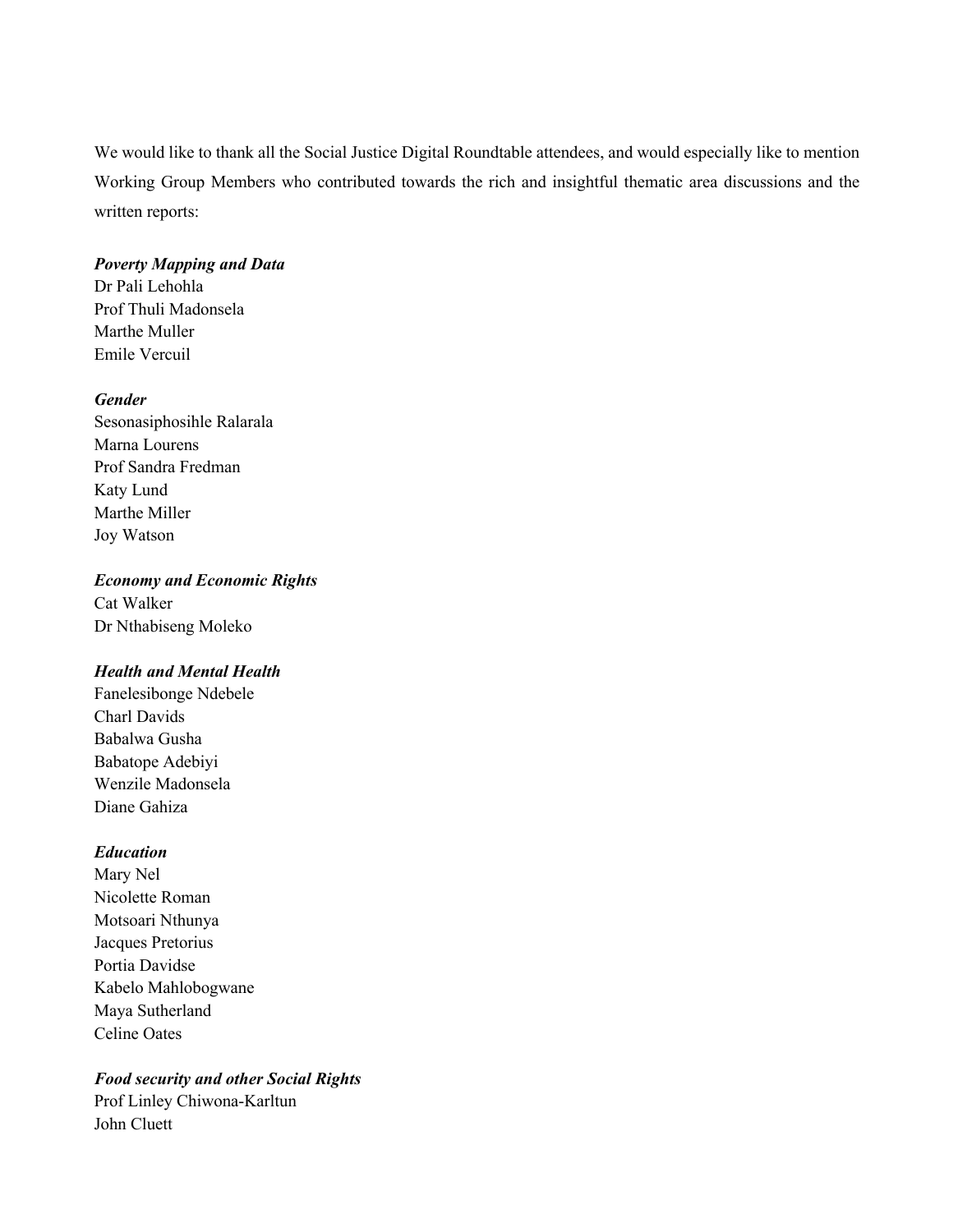We would like to thank all the Social Justice Digital Roundtable attendees, and would especially like to mention Working Group Members who contributed towards the rich and insightful thematic area discussions and the written reports:

***Poverty Mapping and Data***
Dr Pali Lehohla
Prof Thuli Madonsela
Marthe Muller
Emile Vercuil

***Gender***
Sesonasiphosihle Ralarala
Marna Lourens
Prof Sandra Fredman
Katy Lund
Marthe Miller
Joy Watson

***Economy and Economic Rights***
Cat Walker
Dr Nthabiseng Moleko

***Health and Mental Health***
Fanelesibonge Ndebele
Charl Davids
Babalwa Gusha
Babatope Adebiyi
Wenzile Madonsela
Diane Gahiza

***Education***
Mary Nel
Nicolette Roman
Motsoari Nthunya
Jacques Pretorius
Portia Davidse
Kabelo Mahlobogwane
Maya Sutherland
Celine Oates

***Food security and other Social Rights***
Prof Linley Chiwona-Karltun
John Cluett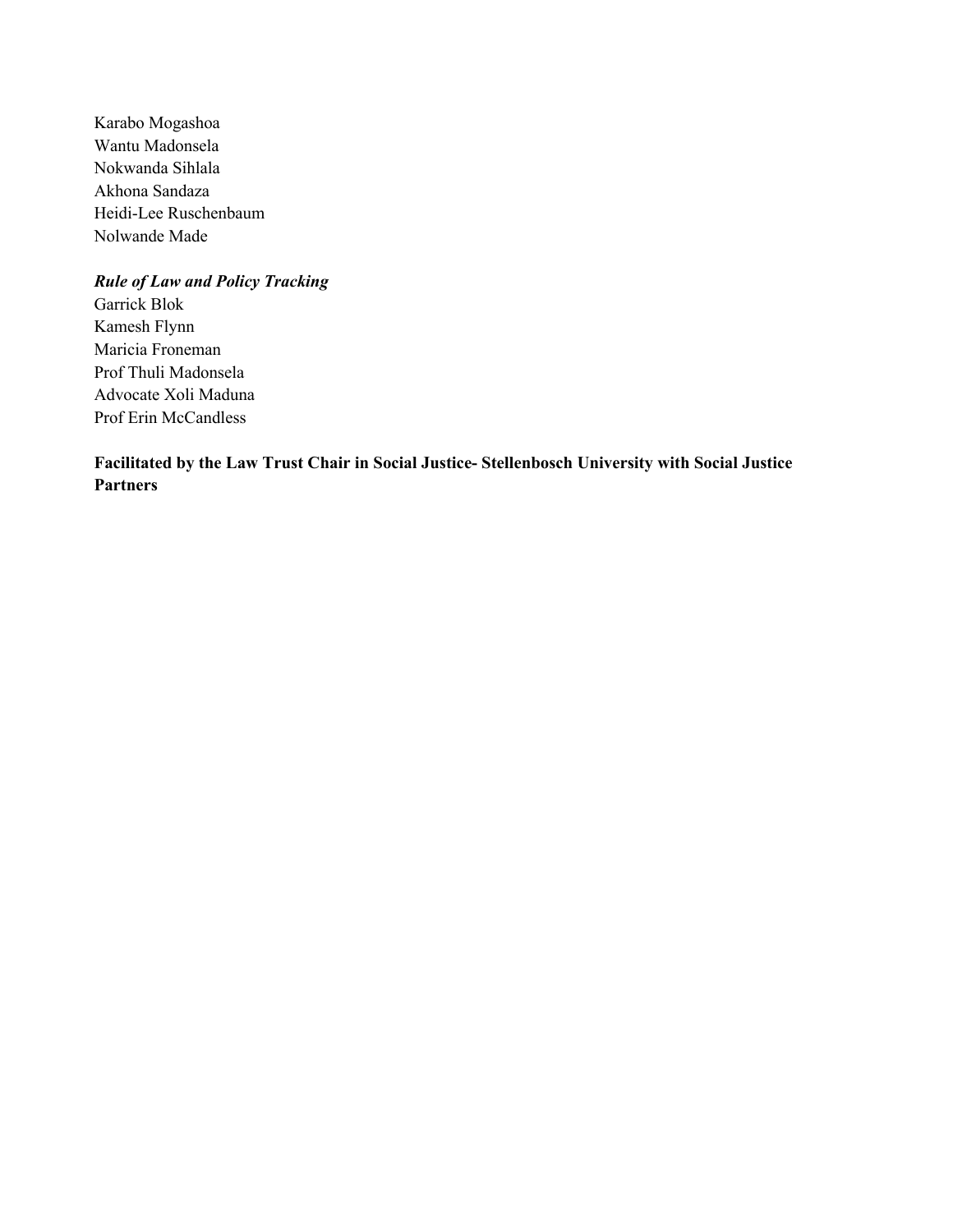Karabo Mogashoa
Wantu Madonsela
Nokwanda Sihlala
Akhona Sandaza
Heidi-Lee Ruschenbaum
Nolwande Made

***Rule of Law and Policy Tracking***
Garrick Blok
Kamesh Flynn
Maricia Froneman
Prof Thuli Madonsela
Advocate Xoli Maduna
Prof Erin McCandless

**Facilitated by the Law Trust Chair in Social Justice- Stellenbosch University with Social Justice Partners**